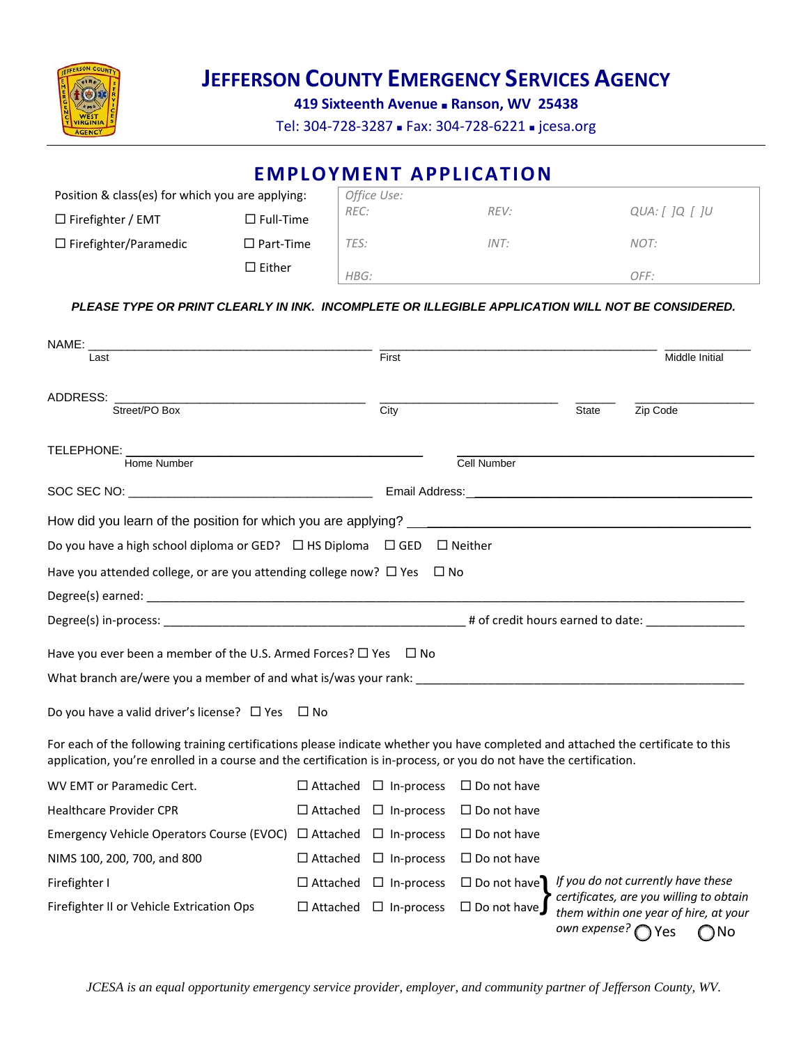# JEFFERSON COUNTY EMERGENCY SERVICES AGENCY

**419 Sixteenth Avenue ■ Ransom, WV 25438**

Tel: 304-728-3287 ■ Fax: 304-728-6221 ■ jcesa.org

## EMPLOYMENT APPLICATION

Position & class(es) for which you are applying:

☐ Firefighter / EMT ☐ Full-Time

☐ Firefighter/Paramedic ☐ Part-Time

☐ Either

| *Office Use:* | | |
|---|---|---|
| *REC:* | *REV:* | *QUA: [ ]Q [ ]U* |
| *TES:* | *INT:* | *NOT:* |
| *HBG:* | | *OFF:* |

***PLEASE TYPE OR PRINT CLEARLY IN INK. INCOMPLETE OR ILLEGIBLE APPLICATION WILL NOT BE CONSIDERED.***

NAME: ______________________ ______________________ ________
Last First Middle Initial

ADDRESS: ______________________ ______________ ____ __________
Street/PO Box City State Zip Code

TELEPHONE: ______________________ ______________________
Home Number Cell Number

SOC SEC NO: ______________________ Email Address: ______________________

How did you learn of the position for which you are applying? ______________________

Do you have a high school diploma or GED? ☐ HS Diploma ☐ GED ☐ Neither

Have you attended college, or are you attending college now? ☐ Yes ☐ No

Degree(s) earned: ______________________

Degree(s) in-process: ______________________ # of credit hours earned to date: __________

Have you ever been a member of the U.S. Armed Forces? ☐ Yes ☐ No

What branch are/were you a member of and what is/was your rank: ______________________

Do you have a valid driver's license? ☐ Yes ☐ No

For each of the following training certifications please indicate whether you have completed and attached the certificate to this application, you're enrolled in a course and the certification is in-process, or you do not have the certification.

| Certification | | | |
|---|---|---|---|
| WV EMT or Paramedic Cert. | ☐ Attached | ☐ In-process | ☐ Do not have |
| Healthcare Provider CPR | ☐ Attached | ☐ In-process | ☐ Do not have |
| Emergency Vehicle Operators Course (EVOC) | ☐ Attached | ☐ In-process | ☐ Do not have |
| NIMS 100, 200, 700, and 800 | ☐ Attached | ☐ In-process | ☐ Do not have |
| Firefighter I | ☐ Attached | ☐ In-process | ☐ Do not have |
| Firefighter II or Vehicle Extrication Ops | ☐ Attached | ☐ In-process | ☐ Do not have |

*If you do not currently have these certificates, are you willing to obtain them within one year of hire, at your own expense?* ◯ Yes ◯ No

*JCESA is an equal opportunity emergency service provider, employer, and community partner of Jefferson County, WV.*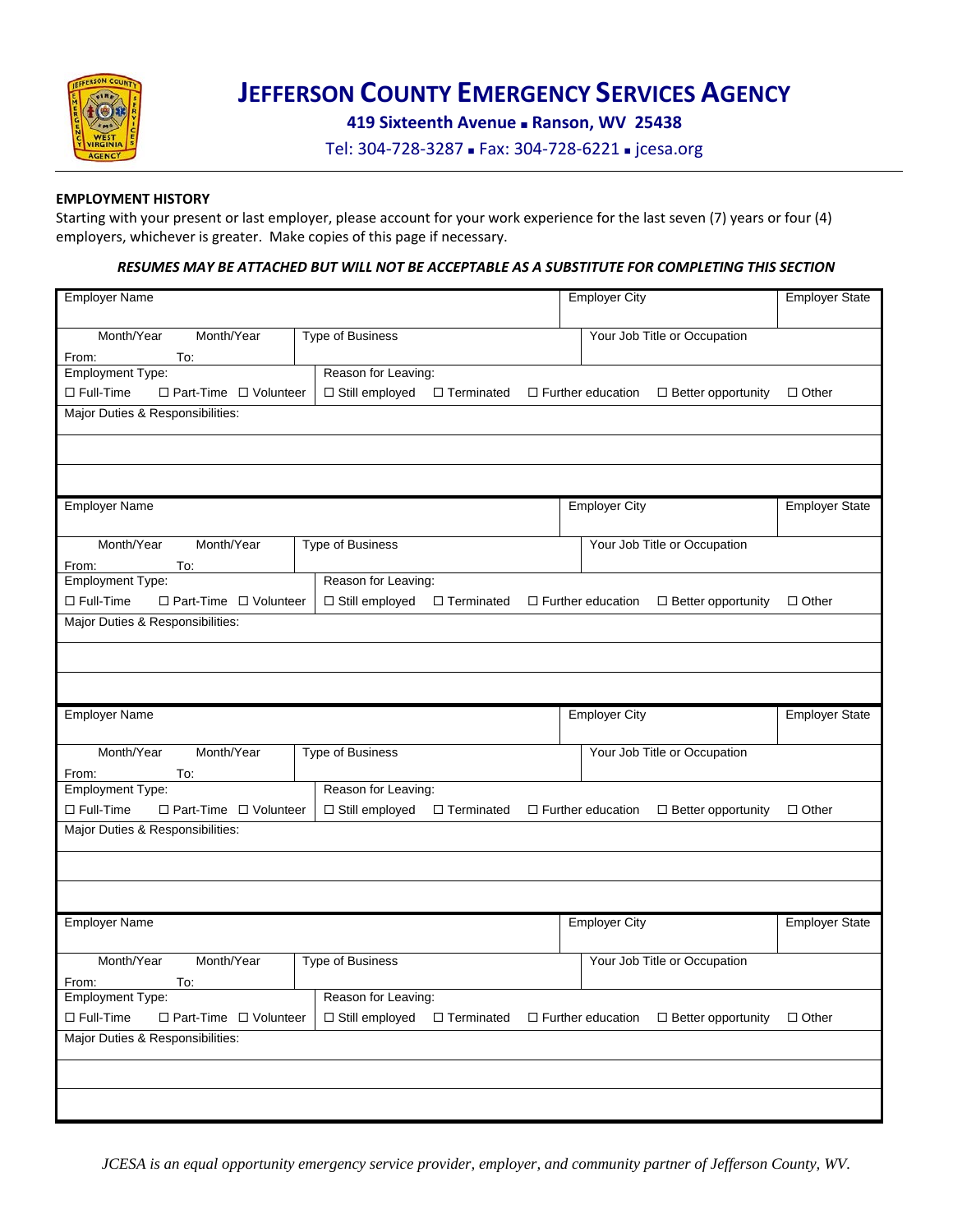# JEFFERSON COUNTY EMERGENCY SERVICES AGENCY

**419 Sixteenth Avenue ▪ Ranson, WV 25438**

Tel: 304-728-3287 ▪ Fax: 304-728-6221 ▪ jcesa.org

**EMPLOYMENT HISTORY**

Starting with your present or last employer, please account for your work experience for the last seven (7) years or four (4) employers, whichever is greater. Make copies of this page if necessary.

***RESUMES MAY BE ATTACHED BUT WILL NOT BE ACCEPTABLE AS A SUBSTITUTE FOR COMPLETING THIS SECTION***

| Employer Name | | Employer City | Employer State |
|---|---|---|---|
| Month/Year From: Month/Year To: | Type of Business | Your Job Title or Occupation | |
| Employment Type: ☐ Full-Time ☐ Part-Time ☐ Volunteer | Reason for Leaving: ☐ Still employed ☐ Terminated ☐ Further education ☐ Better opportunity ☐ Other | | |
| Major Duties & Responsibilities: | | | |
| | | | |
| | | | |

| Employer Name | | Employer City | Employer State |
|---|---|---|---|
| Month/Year From: Month/Year To: | Type of Business | Your Job Title or Occupation | |
| Employment Type: ☐ Full-Time ☐ Part-Time ☐ Volunteer | Reason for Leaving: ☐ Still employed ☐ Terminated ☐ Further education ☐ Better opportunity ☐ Other | | |
| Major Duties & Responsibilities: | | | |
| | | | |
| | | | |

| Employer Name | | Employer City | Employer State |
|---|---|---|---|
| Month/Year From: Month/Year To: | Type of Business | Your Job Title or Occupation | |
| Employment Type: ☐ Full-Time ☐ Part-Time ☐ Volunteer | Reason for Leaving: ☐ Still employed ☐ Terminated ☐ Further education ☐ Better opportunity ☐ Other | | |
| Major Duties & Responsibilities: | | | |
| | | | |
| | | | |

| Employer Name | | Employer City | Employer State |
|---|---|---|---|
| Month/Year From: Month/Year To: | Type of Business | Your Job Title or Occupation | |
| Employment Type: ☐ Full-Time ☐ Part-Time ☐ Volunteer | Reason for Leaving: ☐ Still employed ☐ Terminated ☐ Further education ☐ Better opportunity ☐ Other | | |
| Major Duties & Responsibilities: | | | |
| | | | |
| | | | |

*JCESA is an equal opportunity emergency service provider, employer, and community partner of Jefferson County, WV.*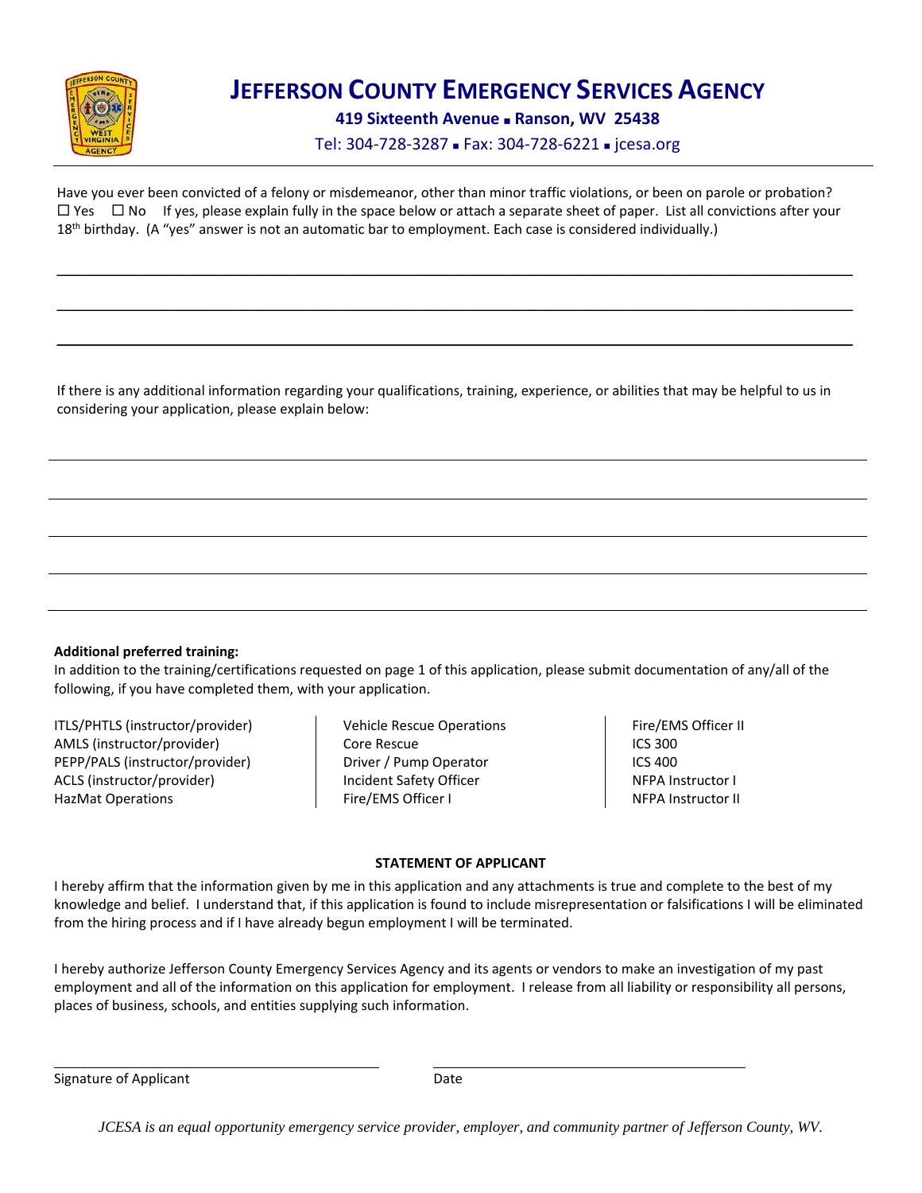# JEFFERSON COUNTY EMERGENCY SERVICES AGENCY

**419 Sixteenth Avenue ▪ Ranson, WV 25438**

Tel: 304-728-3287 ▪ Fax: 304-728-6221 ▪ jcesa.org

---

Have you ever been convicted of a felony or misdemeanor, other than minor traffic violations, or been on parole or probation?
☐ Yes ☐ No If yes, please explain fully in the space below or attach a separate sheet of paper. List all convictions after your 18th birthday. (A "yes" answer is not an automatic bar to employment. Each case is considered individually.)

______________________________________________________________________________

______________________________________________________________________________

______________________________________________________________________________

If there is any additional information regarding your qualifications, training, experience, or abilities that may be helpful to us in considering your application, please explain below:

______________________________________________________________________________

______________________________________________________________________________

______________________________________________________________________________

______________________________________________________________________________

______________________________________________________________________________

**Additional preferred training:**
In addition to the training/certifications requested on page 1 of this application, please submit documentation of any/all of the following, if you have completed them, with your application.

| | | |
|---|---|---|
| ITLS/PHTLS (instructor/provider) | Vehicle Rescue Operations | Fire/EMS Officer II |
| AMLS (instructor/provider) | Core Rescue | ICS 300 |
| PEPP/PALS (instructor/provider) | Driver / Pump Operator | ICS 400 |
| ACLS (instructor/provider) | Incident Safety Officer | NFPA Instructor I |
| HazMat Operations | Fire/EMS Officer I | NFPA Instructor II |

**STATEMENT OF APPLICANT**

I hereby affirm that the information given by me in this application and any attachments is true and complete to the best of my knowledge and belief. I understand that, if this application is found to include misrepresentation or falsifications I will be eliminated from the hiring process and if I have already begun employment I will be terminated.

I hereby authorize Jefferson County Emergency Services Agency and its agents or vendors to make an investigation of my past employment and all of the information on this application for employment. I release from all liability or responsibility all persons, places of business, schools, and entities supplying such information.

______________________________ ______________________________

Signature of Applicant Date

*JCESA is an equal opportunity emergency service provider, employer, and community partner of Jefferson County, WV.*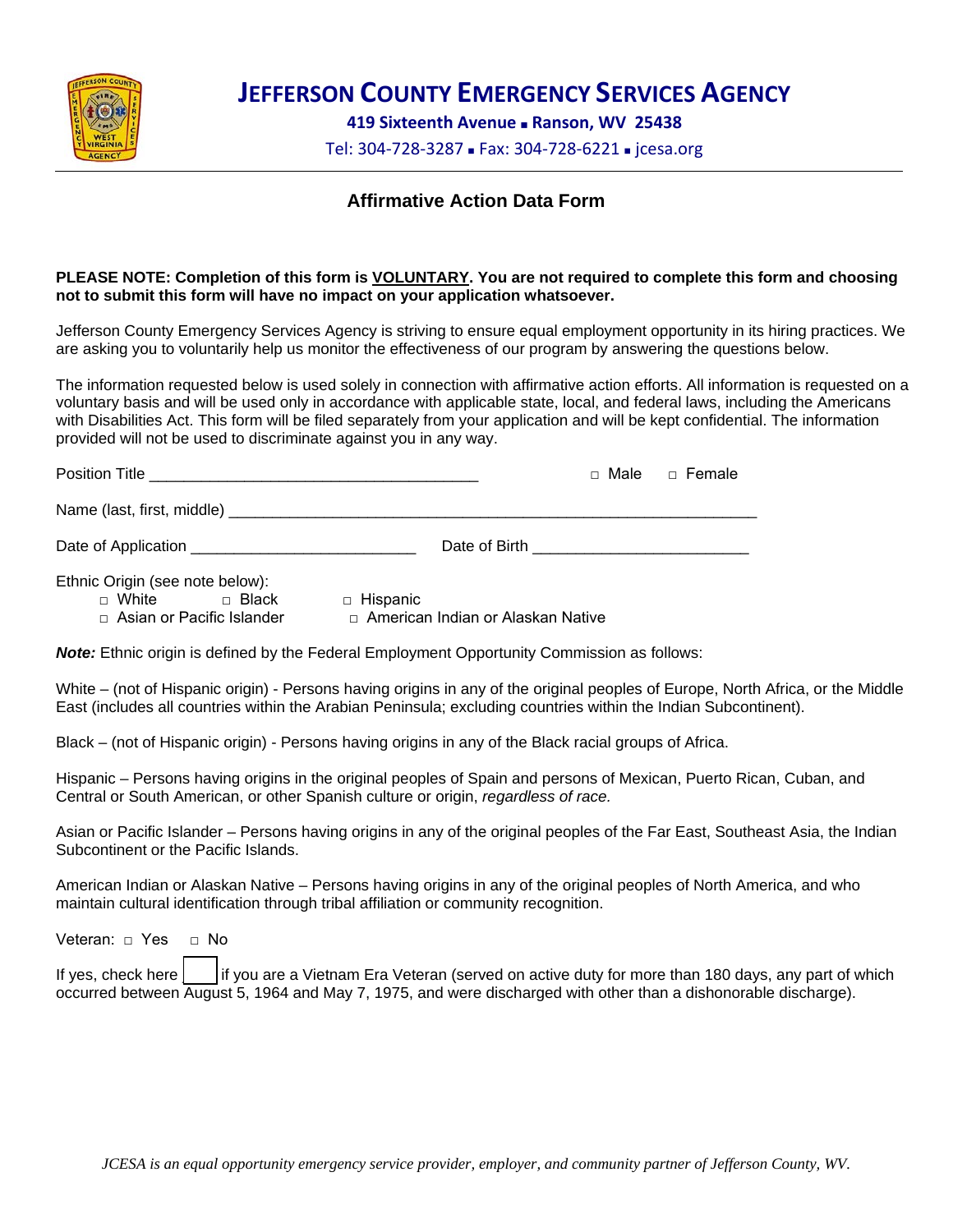# JEFFERSON COUNTY EMERGENCY SERVICES AGENCY

**419 Sixteenth Avenue ▪ Ransson, WV 25438**

Tel: 304-728-3287 ▪ Fax: 304-728-6221 ▪ jcesa.org

## Affirmative Action Data Form

**PLEASE NOTE: Completion of this form is <u>VOLUNTARY</u>. You are not required to complete this form and choosing not to submit this form will have no impact on your application whatsoever.**

Jefferson County Emergency Services Agency is striving to ensure equal employment opportunity in its hiring practices. We are asking you to voluntarily help us monitor the effectiveness of our program by answering the questions below.

The information requested below is used solely in connection with affirmative action efforts. All information is requested on a voluntary basis and will be used only in accordance with applicable state, local, and federal laws, including the Americans with Disabilities Act. This form will be filed separately from your application and will be kept confidential. The information provided will not be used to discriminate against you in any way.

Position Title ______________________________________ □ Male □ Female

Name (last, first, middle) ____________________________________________________________

Date of Application _________________________ Date of Birth ________________________

Ethnic Origin (see note below):

□ White □ Black □ Hispanic

□ Asian or Pacific Islander □ American Indian or Alaskan Native

***Note:*** Ethnic origin is defined by the Federal Employment Opportunity Commission as follows:

White – (not of Hispanic origin) - Persons having origins in any of the original peoples of Europe, North Africa, or the Middle East (includes all countries within the Arabian Peninsula; excluding countries within the Indian Subcontinent).

Black – (not of Hispanic origin) - Persons having origins in any of the Black racial groups of Africa.

Hispanic – Persons having origins in the original peoples of Spain and persons of Mexican, Puerto Rican, Cuban, and Central or South American, or other Spanish culture or origin, *regardless of race.*

Asian or Pacific Islander – Persons having origins in any of the original peoples of the Far East, Southeast Asia, the Indian Subcontinent or the Pacific Islands.

American Indian or Alaskan Native – Persons having origins in any of the original peoples of North America, and who maintain cultural identification through tribal affiliation or community recognition.

Veteran: □ Yes □ No

If yes, check here ☐ if you are a Vietnam Era Veteran (served on active duty for more than 180 days, any part of which occurred between August 5, 1964 and May 7, 1975, and were discharged with other than a dishonorable discharge).

*JCESA is an equal opportunity emergency service provider, employer, and community partner of Jefferson County, WV.*